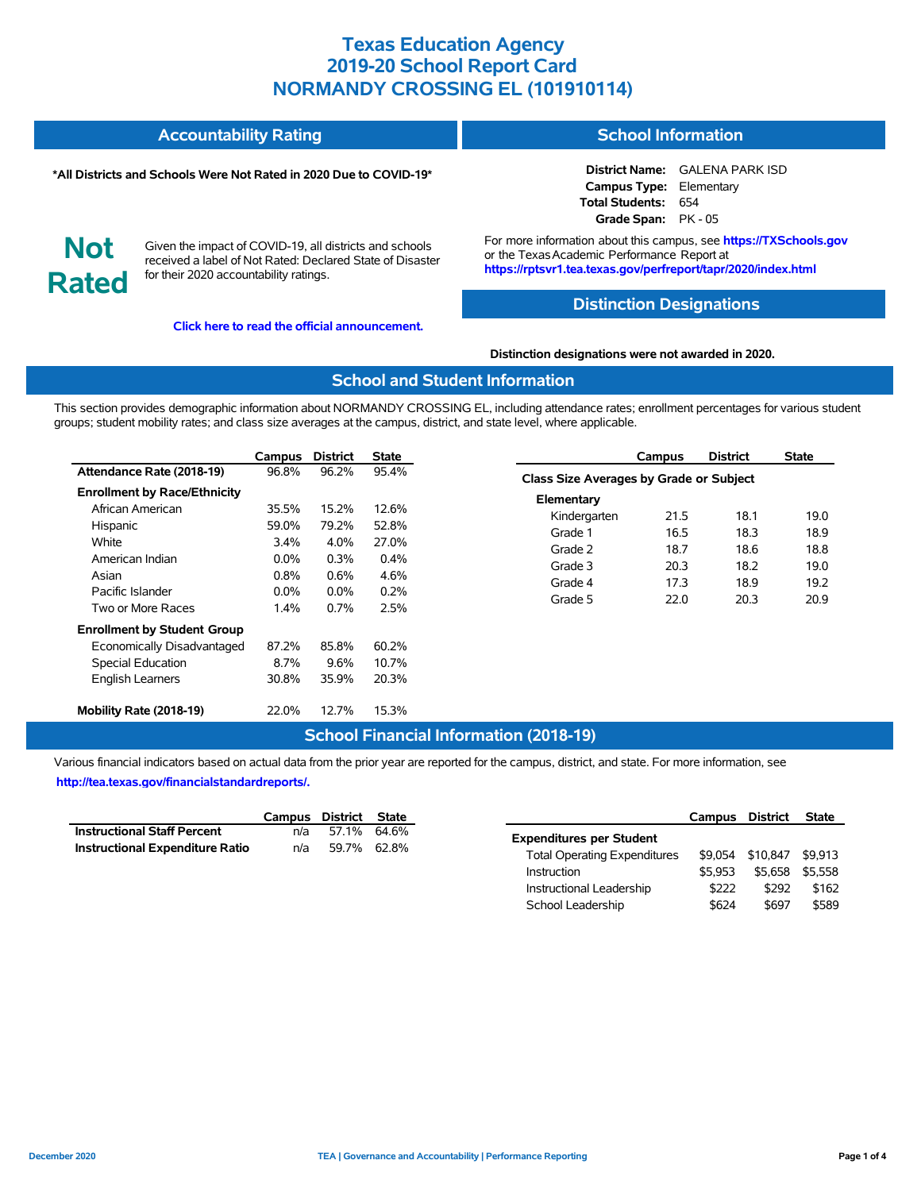# Texas Education Agency
# 2019-20 School Report Card
# NORMANDY CROSSING EL (101910114)

## Accountability Rating

**\*All Districts and Schools Were Not Rated in 2020 Due to COVID-19\***

**Not Rated**

Given the impact of COVID-19, all districts and schools received a label of Not Rated: Declared State of Disaster for their 2020 accountability ratings.

**Click here to read the official announcement.**

## School Information

**District Name:** GALENA PARK ISD
**Campus Type:** Elementary
**Total Students:** 654
**Grade Span:** PK - 05

For more information about this campus, see **https://TXSchools.gov** or the Texas Academic Performance Report at **https://rptsvr1.tea.texas.gov/perfreport/tapr/2020/index.html**

## Distinction Designations

**Distinction designations were not awarded in 2020.**

## School and Student Information

This section provides demographic information about NORMANDY CROSSING EL, including attendance rates; enrollment percentages for various student groups; student mobility rates; and class size averages at the campus, district, and state level, where applicable.

| | Campus | District | State |
|---|---|---|---|
| **Attendance Rate (2018-19)** | 96.8% | 96.2% | 95.4% |
| **Enrollment by Race/Ethnicity** | | | |
| African American | 35.5% | 15.2% | 12.6% |
| Hispanic | 59.0% | 79.2% | 52.8% |
| White | 3.4% | 4.0% | 27.0% |
| American Indian | 0.0% | 0.3% | 0.4% |
| Asian | 0.8% | 0.6% | 4.6% |
| Pacific Islander | 0.0% | 0.0% | 0.2% |
| Two or More Races | 1.4% | 0.7% | 2.5% |
| **Enrollment by Student Group** | | | |
| Economically Disadvantaged | 87.2% | 85.8% | 60.2% |
| Special Education | 8.7% | 9.6% | 10.7% |
| English Learners | 30.8% | 35.9% | 20.3% |
| **Mobility Rate (2018-19)** | 22.0% | 12.7% | 15.3% |

| | Campus | District | State |
|---|---|---|---|
| **Class Size Averages by Grade or Subject** | | | |
| **Elementary** | | | |
| Kindergarten | 21.5 | 18.1 | 19.0 |
| Grade 1 | 16.5 | 18.3 | 18.9 |
| Grade 2 | 18.7 | 18.6 | 18.8 |
| Grade 3 | 20.3 | 18.2 | 19.0 |
| Grade 4 | 17.3 | 18.9 | 19.2 |
| Grade 5 | 22.0 | 20.3 | 20.9 |

## School Financial Information (2018-19)

Various financial indicators based on actual data from the prior year are reported for the campus, district, and state. For more information, see **http://tea.texas.gov/financialstandardreports/.**

| | Campus | District | State |
|---|---|---|---|
| **Instructional Staff Percent** | n/a | 57.1% | 64.6% |
| **Instructional Expenditure Ratio** | n/a | 59.7% | 62.8% |

| | Campus | District | State |
|---|---|---|---|
| **Expenditures per Student** | | | |
| Total Operating Expenditures | $9,054 | $10,847 | $9,913 |
| Instruction | $5,953 | $5,658 | $5,558 |
| Instructional Leadership | $222 | $292 | $162 |
| School Leadership | $624 | $697 | $589 |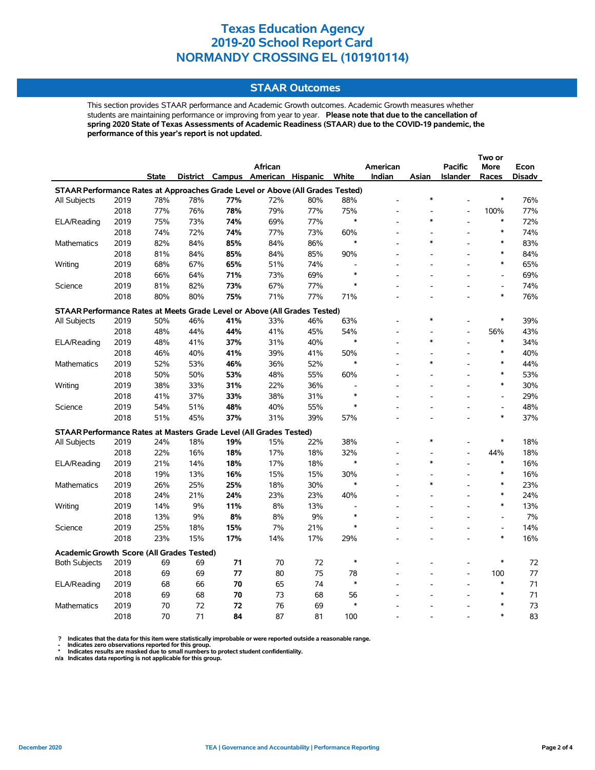# Texas Education Agency
# 2019-20 School Report Card
# NORMANDY CROSSING EL (101910114)

## STAAR Outcomes

This section provides STAAR performance and Academic Growth outcomes. Academic Growth measures whether students are maintaining performance or improving from year to year. **Please note that due to the cancellation of spring 2020 State of Texas Assessments of Academic Readiness (STAAR) due to the COVID-19 pandemic, the performance of this year's report is not updated.**

| | | State | District | Campus | African American | Hispanic | White | American Indian | Asian | Pacific Islander | Two or More Races | Econ Disadv |
|---|---|---|---|---|---|---|---|---|---|---|---|---|
| **STAAR Performance Rates at Approaches Grade Level or Above (All Grades Tested)** | | | | | | | | | | | | |
| All Subjects | 2019 | 78% | 78% | **77%** | 72% | 80% | 88% | - | * | - | * | 76% |
| | 2018 | 77% | 76% | **78%** | 79% | 77% | 75% | - | - | - | 100% | 77% |
| ELA/Reading | 2019 | 75% | 73% | **74%** | 69% | 77% | * | - | * | - | * | 72% |
| | 2018 | 74% | 72% | **74%** | 77% | 73% | 60% | - | - | - | * | 74% |
| Mathematics | 2019 | 82% | 84% | **85%** | 84% | 86% | * | - | * | - | * | 83% |
| | 2018 | 81% | 84% | **85%** | 84% | 85% | 90% | - | - | - | * | 84% |
| Writing | 2019 | 68% | 67% | **65%** | 51% | 74% | - | - | - | - | * | 65% |
| | 2018 | 66% | 64% | **71%** | 73% | 69% | * | - | - | - | - | 69% |
| Science | 2019 | 81% | 82% | **73%** | 67% | 77% | * | - | - | - | - | 74% |
| | 2018 | 80% | 80% | **75%** | 71% | 77% | 71% | - | - | - | * | 76% |
| **STAAR Performance Rates at Meets Grade Level or Above (All Grades Tested)** | | | | | | | | | | | | |
| All Subjects | 2019 | 50% | 46% | **41%** | 33% | 46% | 63% | - | * | - | * | 39% |
| | 2018 | 48% | 44% | **44%** | 41% | 45% | 54% | - | - | - | 56% | 43% |
| ELA/Reading | 2019 | 48% | 41% | **37%** | 31% | 40% | * | - | * | - | * | 34% |
| | 2018 | 46% | 40% | **41%** | 39% | 41% | 50% | - | - | - | * | 40% |
| Mathematics | 2019 | 52% | 53% | **46%** | 36% | 52% | * | - | * | - | * | 44% |
| | 2018 | 50% | 50% | **53%** | 48% | 55% | 60% | - | - | - | * | 53% |
| Writing | 2019 | 38% | 33% | **31%** | 22% | 36% | - | - | - | - | * | 30% |
| | 2018 | 41% | 37% | **33%** | 38% | 31% | * | - | - | - | - | 29% |
| Science | 2019 | 54% | 51% | **48%** | 40% | 55% | * | - | - | - | - | 48% |
| | 2018 | 51% | 45% | **37%** | 31% | 39% | 57% | - | - | - | * | 37% |
| **STAAR Performance Rates at Masters Grade Level (All Grades Tested)** | | | | | | | | | | | | |
| All Subjects | 2019 | 24% | 18% | **19%** | 15% | 22% | 38% | - | * | - | * | 18% |
| | 2018 | 22% | 16% | **18%** | 17% | 18% | 32% | - | - | - | 44% | 18% |
| ELA/Reading | 2019 | 21% | 14% | **18%** | 17% | 18% | * | - | * | - | * | 16% |
| | 2018 | 19% | 13% | **16%** | 15% | 15% | 30% | - | - | - | * | 16% |
| Mathematics | 2019 | 26% | 25% | **25%** | 18% | 30% | * | - | * | - | * | 23% |
| | 2018 | 24% | 21% | **24%** | 23% | 23% | 40% | - | - | - | * | 24% |
| Writing | 2019 | 14% | 9% | **11%** | 8% | 13% | - | - | - | - | * | 13% |
| | 2018 | 13% | 9% | **8%** | 8% | 9% | * | - | - | - | - | 7% |
| Science | 2019 | 25% | 18% | **15%** | 7% | 21% | * | - | - | - | - | 14% |
| | 2018 | 23% | 15% | **17%** | 14% | 17% | 29% | - | - | - | * | 16% |
| **Academic Growth Score (All Grades Tested)** | | | | | | | | | | | | |
| Both Subjects | 2019 | 69 | 69 | **71** | 70 | 72 | * | - | - | - | * | 72 |
| | 2018 | 69 | 69 | **77** | 80 | 75 | 78 | - | - | - | 100 | 77 |
| ELA/Reading | 2019 | 68 | 66 | **70** | 65 | 74 | * | - | - | - | * | 71 |
| | 2018 | 69 | 68 | **70** | 73 | 68 | 56 | - | - | - | * | 71 |
| Mathematics | 2019 | 70 | 72 | **72** | 76 | 69 | * | - | - | - | * | 73 |
| | 2018 | 70 | 71 | **84** | 87 | 81 | 100 | - | - | - | * | 83 |

**?** Indicates that the data for this item were statistically improbable or were reported outside a reasonable range.
**-** Indicates zero observations reported for this group.
**\*** Indicates results are masked due to small numbers to protect student confidentiality.
**n/a** Indicates data reporting is not applicable for this group.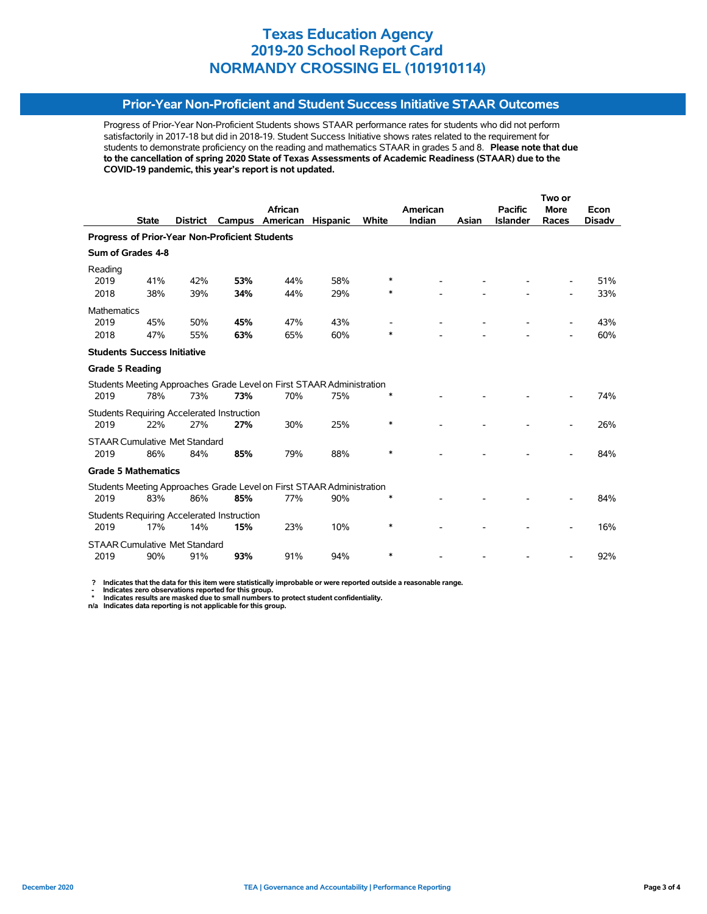# Texas Education Agency
# 2019-20 School Report Card
# NORMANDY CROSSING EL (101910114)

## Prior-Year Non-Proficient and Student Success Initiative STAAR Outcomes

Progress of Prior-Year Non-Proficient Students shows STAAR performance rates for students who did not perform satisfactorily in 2017-18 but did in 2018-19. Student Success Initiative shows rates related to the requirement for students to demonstrate proficiency on the reading and mathematics STAAR in grades 5 and 8. **Please note that due to the cancellation of spring 2020 State of Texas Assessments of Academic Readiness (STAAR) due to the COVID-19 pandemic, this year's report is not updated.**

| | State | District | Campus | African American | Hispanic | White | American Indian | Asian | Pacific Islander | Two or More Races | Econ Disadv |
|---|---|---|---|---|---|---|---|---|---|---|---|
| **Progress of Prior-Year Non-Proficient Students** | | | | | | | | | | | |
| **Sum of Grades 4-8** | | | | | | | | | | | |
| Reading | | | | | | | | | | | |
| 2019 | 41% | 42% | **53%** | 44% | 58% | * | - | - | - | - | 51% |
| 2018 | 38% | 39% | **34%** | 44% | 29% | * | - | - | - | - | 33% |
| Mathematics | | | | | | | | | | | |
| 2019 | 45% | 50% | **45%** | 47% | 43% | - | - | - | - | - | 43% |
| 2018 | 47% | 55% | **63%** | 65% | 60% | * | - | - | - | - | 60% |
| **Students Success Initiative** | | | | | | | | | | | |
| **Grade 5 Reading** | | | | | | | | | | | |
| Students Meeting Approaches Grade Level on First STAAR Administration | | | | | | | | | | | |
| 2019 | 78% | 73% | **73%** | 70% | 75% | * | - | - | - | - | 74% |
| Students Requiring Accelerated Instruction | | | | | | | | | | | |
| 2019 | 22% | 27% | **27%** | 30% | 25% | * | - | - | - | - | 26% |
| STAAR Cumulative Met Standard | | | | | | | | | | | |
| 2019 | 86% | 84% | **85%** | 79% | 88% | * | - | - | - | - | 84% |
| **Grade 5 Mathematics** | | | | | | | | | | | |
| Students Meeting Approaches Grade Level on First STAAR Administration | | | | | | | | | | | |
| 2019 | 83% | 86% | **85%** | 77% | 90% | * | - | - | - | - | 84% |
| Students Requiring Accelerated Instruction | | | | | | | | | | | |
| 2019 | 17% | 14% | **15%** | 23% | 10% | * | - | - | - | - | 16% |
| STAAR Cumulative Met Standard | | | | | | | | | | | |
| 2019 | 90% | 91% | **93%** | 91% | 94% | * | - | - | - | - | 92% |

**?** Indicates that the data for this item were statistically improbable or were reported outside a reasonable range.
**-** Indicates zero observations reported for this group.
**\*** Indicates results are masked due to small numbers to protect student confidentiality.
**n/a** Indicates data reporting is not applicable for this group.